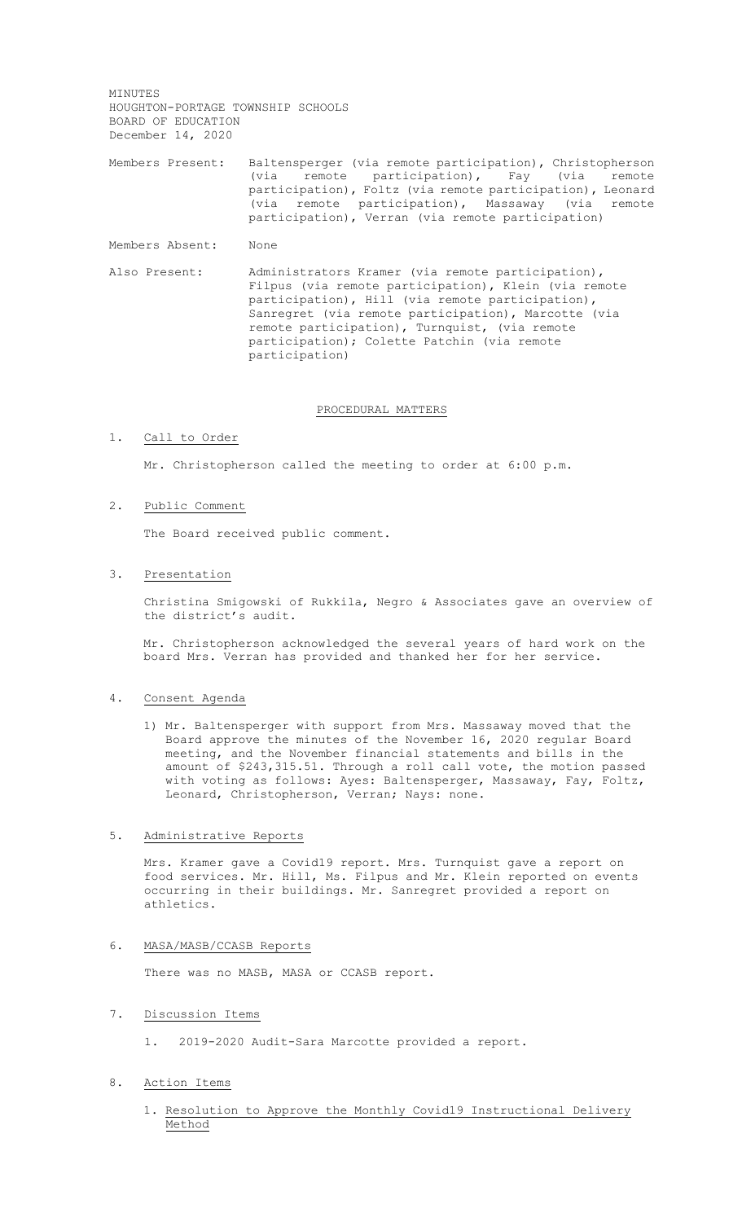MINUTES
HOUGHTON-PORTAGE TOWNSHIP SCHOOLS
BOARD OF EDUCATION
December 14, 2020

Members Present: Baltensperger (via remote participation), Christopherson (via remote participation), Fay (via remote participation), Foltz (via remote participation), Leonard (via remote participation), Massaway (via remote participation), Verran (via remote participation)

Members Absent: None

Also Present: Administrators Kramer (via remote participation), Filpus (via remote participation), Klein (via remote participation), Hill (via remote participation), Sanregret (via remote participation), Marcotte (via remote participation), Turnquist, (via remote participation); Colette Patchin (via remote participation)

## PROCEDURAL MATTERS

1. Call to Order

   Mr. Christopherson called the meeting to order at 6:00 p.m.

2. Public Comment

   The Board received public comment.

3. Presentation

   Christina Smigowski of Rukkila, Negro & Associates gave an overview of the district's audit.

   Mr. Christopherson acknowledged the several years of hard work on the board Mrs. Verran has provided and thanked her for her service.

4. Consent Agenda

   1) Mr. Baltensperger with support from Mrs. Massaway moved that the Board approve the minutes of the November 16, 2020 regular Board meeting, and the November financial statements and bills in the amount of $243,315.51. Through a roll call vote, the motion passed with voting as follows: Ayes: Baltensperger, Massaway, Fay, Foltz, Leonard, Christopherson, Verran; Nays: none.

5. Administrative Reports

   Mrs. Kramer gave a Covid19 report. Mrs. Turnquist gave a report on food services. Mr. Hill, Ms. Filpus and Mr. Klein reported on events occurring in their buildings. Mr. Sanregret provided a report on athletics.

6. MASA/MASB/CCASB Reports

   There was no MASB, MASA or CCASB report.

7. Discussion Items

   1. 2019-2020 Audit-Sara Marcotte provided a report.

8. Action Items

   1. Resolution to Approve the Monthly Covid19 Instructional Delivery Method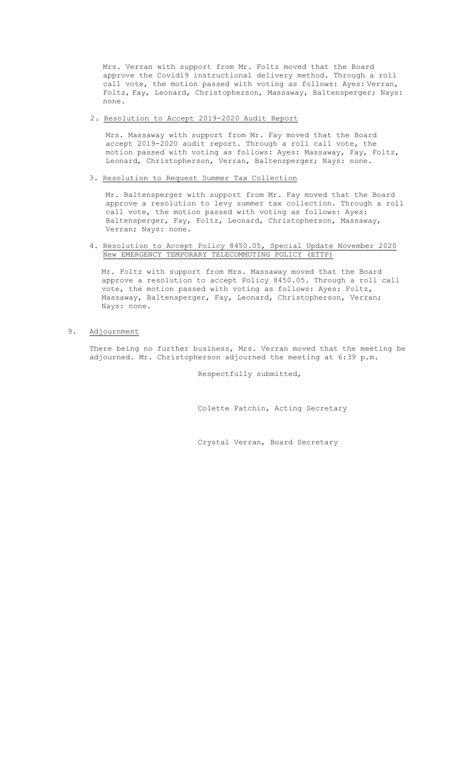Mrs. Verran with support from Mr. Foltz moved that the Board approve the Covid19 instructional delivery method. Through a roll call vote, the motion passed with voting as follows: Ayes: Verran, Foltz, Fay, Leonard, Christopherson, Massaway, Baltensperger; Nays: none.

2. Resolution to Accept 2019-2020 Audit Report

   Mrs. Massaway with support from Mr. Fay moved that the Board accept 2019-2020 audit report. Through a roll call vote, the motion passed with voting as follows: Ayes: Massaway, Fay, Foltz, Leonard, Christopherson, Verran, Baltensperger; Nays: none.

3. Resolution to Request Summer Tax Collection

   Mr. Baltensperger with support from Mr. Fay moved that the Board approve a resolution to levy summer tax collection. Through a roll call vote, the motion passed with voting as follows: Ayes: Baltensperger, Fay, Foltz, Leonard, Christopherson, Massaway, Verran; Nays: none.

4. Resolution to Accept Policy 8450.05, Special Update November 2020 New EMERGENCY TEMPORARY TELECOMMUTING POLICY (ETTP)

   Mr. Foltz with support from Mrs. Massaway moved that the Board approve a resolution to accept Policy 8450.05. Through a roll call vote, the motion passed with voting as follows: Ayes: Foltz, Massaway, Baltensperger, Fay, Leonard, Christopherson, Verran; Nays: none.

9. Adjournment

There being no further business, Mrs. Verran moved that the meeting be adjourned. Mr. Christopherson adjourned the meeting at 6:39 p.m.

Respectfully submitted,

Colette Patchin, Acting Secretary

Crystal Verran, Board Secretary